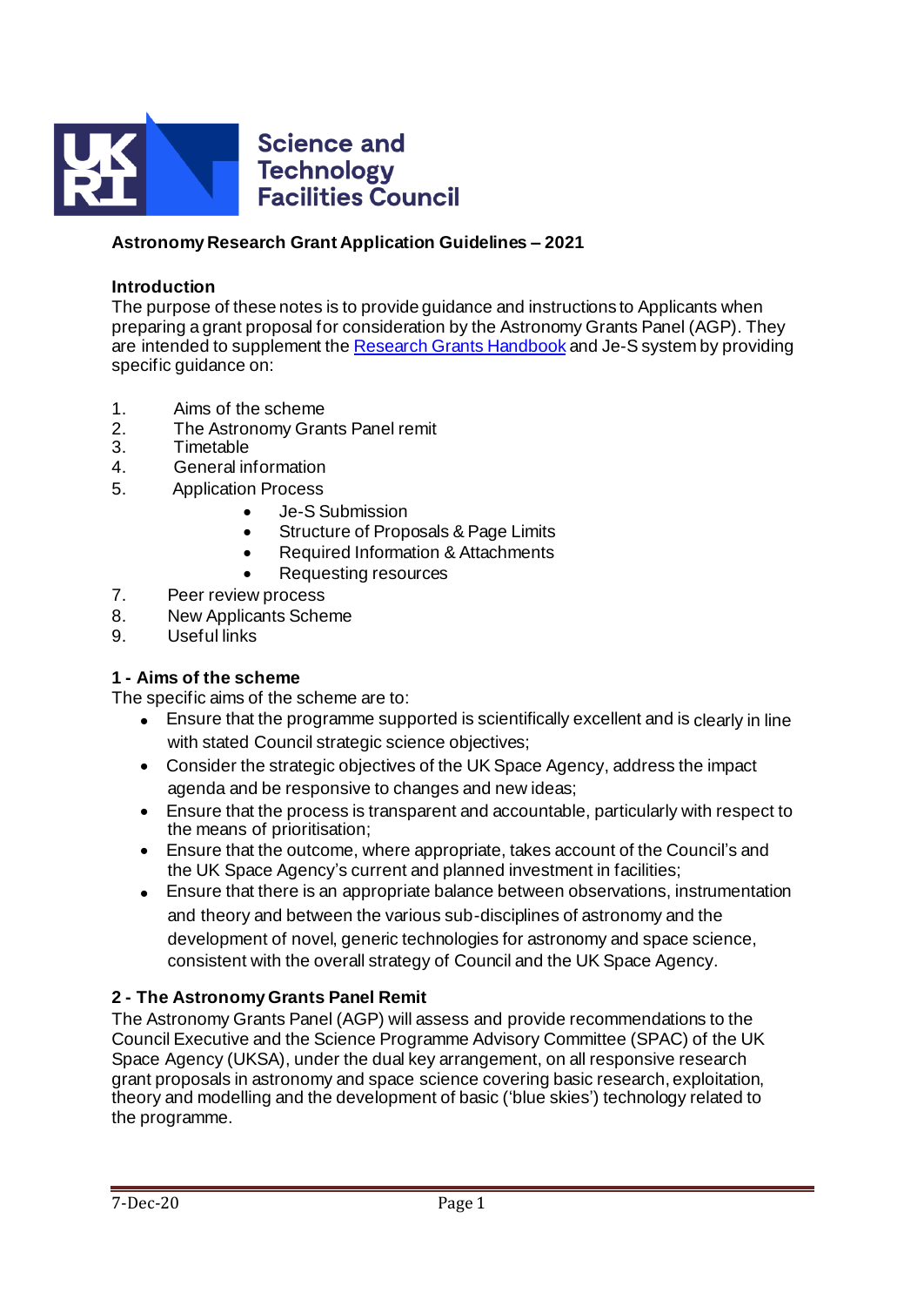Science and Technology Facilities Council

# Astronomy Research Grant Application Guidelines – 2021

## Introduction

The purpose of these notes is to provide guidance and instructions to Applicants when preparing a grant proposal for consideration by the Astronomy Grants Panel (AGP). They are intended to supplement the [Research Grants Handbook] and Je-S system by providing specific guidance on:

1. Aims of the scheme
2. The Astronomy Grants Panel remit
3. Timetable
4. General information
5. Application Process
    - Je-S Submission
    - Structure of Proposals & Page Limits
    - Required Information & Attachments
    - Requesting resources
7. Peer review process
8. New Applicants Scheme
9. Useful links

## 1 - Aims of the scheme

The specific aims of the scheme are to:

- Ensure that the programme supported is scientifically excellent and is clearly in line with stated Council strategic science objectives;
- Consider the strategic objectives of the UK Space Agency, address the impact agenda and be responsive to changes and new ideas;
- Ensure that the process is transparent and accountable, particularly with respect to the means of prioritisation;
- Ensure that the outcome, where appropriate, takes account of the Council's and the UK Space Agency's current and planned investment in facilities;
- Ensure that there is an appropriate balance between observations, instrumentation and theory and between the various sub-disciplines of astronomy and the development of novel, generic technologies for astronomy and space science, consistent with the overall strategy of Council and the UK Space Agency.

## 2 - The Astronomy Grants Panel Remit

The Astronomy Grants Panel (AGP) will assess and provide recommendations to the Council Executive and the Science Programme Advisory Committee (SPAC) of the UK Space Agency (UKSA), under the dual key arrangement, on all responsive research grant proposals in astronomy and space science covering basic research, exploitation, theory and modelling and the development of basic ('blue skies') technology related to the programme.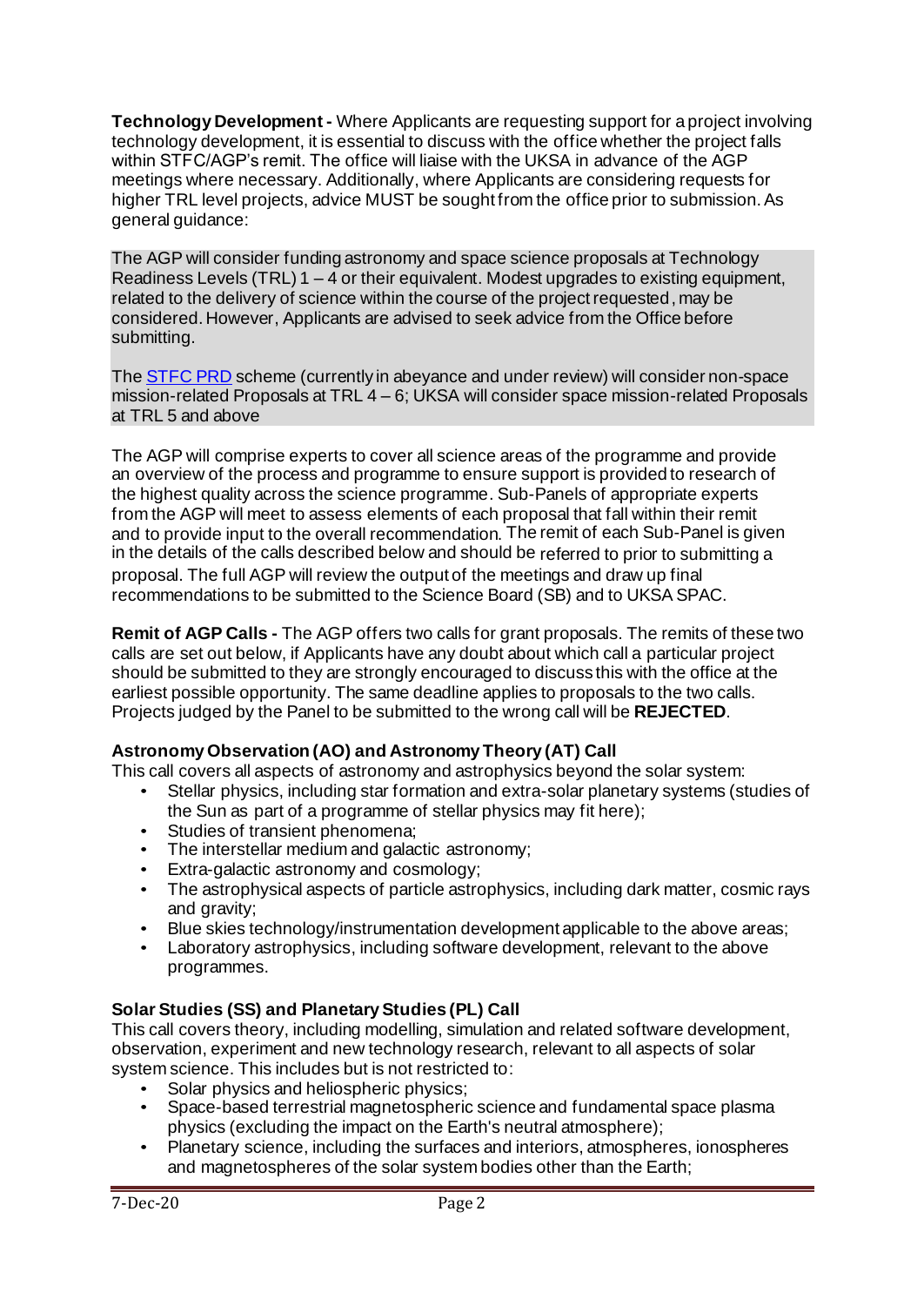**Technology Development -** Where Applicants are requesting support for a project involving technology development, it is essential to discuss with the office whether the project falls within STFC/AGP's remit. The office will liaise with the UKSA in advance of the AGP meetings where necessary. Additionally, where Applicants are considering requests for higher TRL level projects, advice MUST be sought from the office prior to submission. As general guidance:

The AGP will consider funding astronomy and space science proposals at Technology Readiness Levels (TRL) 1 – 4 or their equivalent. Modest upgrades to existing equipment, related to the delivery of science within the course of the project requested, may be considered. However, Applicants are advised to seek advice from the Office before submitting.

The STFC PRD scheme (currently in abeyance and under review) will consider non-space mission-related Proposals at TRL 4 – 6; UKSA will consider space mission-related Proposals at TRL 5 and above

The AGP will comprise experts to cover all science areas of the programme and provide an overview of the process and programme to ensure support is provided to research of the highest quality across the science programme. Sub-Panels of appropriate experts from the AGP will meet to assess elements of each proposal that fall within their remit and to provide input to the overall recommendation. The remit of each Sub-Panel is given in the details of the calls described below and should be referred to prior to submitting a proposal. The full AGP will review the output of the meetings and draw up final recommendations to be submitted to the Science Board (SB) and to UKSA SPAC.

**Remit of AGP Calls -** The AGP offers two calls for grant proposals. The remits of these two calls are set out below, if Applicants have any doubt about which call a particular project should be submitted to they are strongly encouraged to discuss this with the office at the earliest possible opportunity. The same deadline applies to proposals to the two calls. Projects judged by the Panel to be submitted to the wrong call will be **REJECTED**.

### Astronomy Observation (AO) and Astronomy Theory (AT) Call

This call covers all aspects of astronomy and astrophysics beyond the solar system:

- Stellar physics, including star formation and extra-solar planetary systems (studies of the Sun as part of a programme of stellar physics may fit here);
- Studies of transient phenomena;
- The interstellar medium and galactic astronomy;
- Extra-galactic astronomy and cosmology;
- The astrophysical aspects of particle astrophysics, including dark matter, cosmic rays and gravity;
- Blue skies technology/instrumentation development applicable to the above areas;
- Laboratory astrophysics, including software development, relevant to the above programmes.

### Solar Studies (SS) and Planetary Studies (PL) Call

This call covers theory, including modelling, simulation and related software development, observation, experiment and new technology research, relevant to all aspects of solar system science. This includes but is not restricted to:

- Solar physics and heliospheric physics;
- Space-based terrestrial magnetospheric science and fundamental space plasma physics (excluding the impact on the Earth's neutral atmosphere);
- Planetary science, including the surfaces and interiors, atmospheres, ionospheres and magnetospheres of the solar system bodies other than the Earth;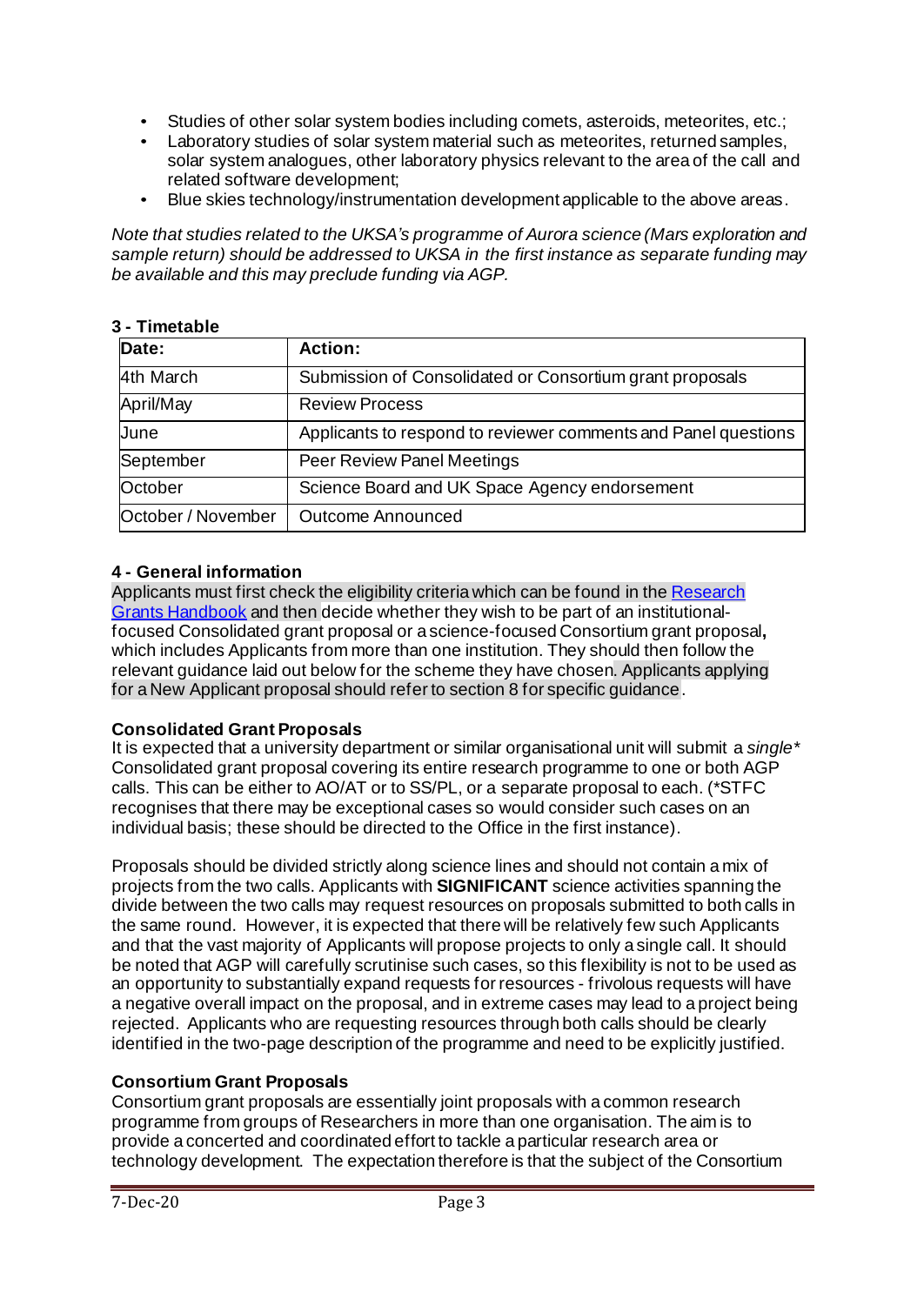- Studies of other solar system bodies including comets, asteroids, meteorites, etc.;
- Laboratory studies of solar system material such as meteorites, returned samples, solar system analogues, other laboratory physics relevant to the area of the call and related software development;
- Blue skies technology/instrumentation development applicable to the above areas.

*Note that studies related to the UKSA's programme of Aurora science (Mars exploration and sample return) should be addressed to UKSA in the first instance as separate funding may be available and this may preclude funding via AGP.*

### 3 - Timetable

| Date: | Action: |
|---|---|
| 4th March | Submission of Consolidated or Consortium grant proposals |
| April/May | Review Process |
| June | Applicants to respond to reviewer comments and Panel questions |
| September | Peer Review Panel Meetings |
| October | Science Board and UK Space Agency endorsement |
| October / November | Outcome Announced |

### 4 - General information

Applicants must first check the eligibility criteria which can be found in the [Research Grants Handbook] and then decide whether they wish to be part of an institutional-focused Consolidated grant proposal or a science-focused Consortium grant proposal**,** which includes Applicants from more than one institution. They should then follow the relevant guidance laid out below for the scheme they have chosen. Applicants applying for a New Applicant proposal should refer to section 8 for specific guidance.

**Consolidated Grant Proposals**

It is expected that a university department or similar organisational unit will submit a *single** Consolidated grant proposal covering its entire research programme to one or both AGP calls. This can be either to AO/AT or to SS/PL, or a separate proposal to each. (*STFC recognises that there may be exceptional cases so would consider such cases on an individual basis; these should be directed to the Office in the first instance).

Proposals should be divided strictly along science lines and should not contain a mix of projects from the two calls. Applicants with **SIGNIFICANT** science activities spanning the divide between the two calls may request resources on proposals submitted to both calls in the same round. However, it is expected that there will be relatively few such Applicants and that the vast majority of Applicants will propose projects to only a single call. It should be noted that AGP will carefully scrutinise such cases, so this flexibility is not to be used as an opportunity to substantially expand requests for resources - frivolous requests will have a negative overall impact on the proposal, and in extreme cases may lead to a project being rejected. Applicants who are requesting resources through both calls should be clearly identified in the two-page description of the programme and need to be explicitly justified.

**Consortium Grant Proposals**

Consortium grant proposals are essentially joint proposals with a common research programme from groups of Researchers in more than one organisation. The aim is to provide a concerted and coordinated effort to tackle a particular research area or technology development. The expectation therefore is that the subject of the Consortium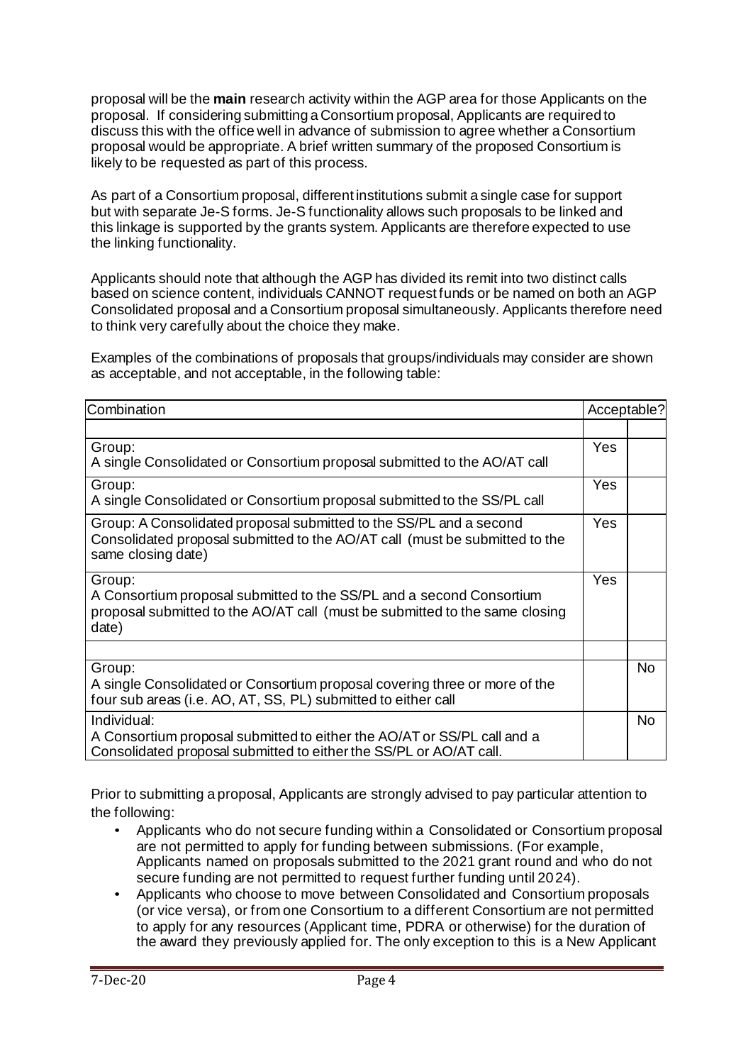proposal will be the **main** research activity within the AGP area for those Applicants on the proposal. If considering submitting a Consortium proposal, Applicants are required to discuss this with the office well in advance of submission to agree whether a Consortium proposal would be appropriate. A brief written summary of the proposed Consortium is likely to be requested as part of this process.

As part of a Consortium proposal, different institutions submit a single case for support but with separate Je-S forms. Je-S functionality allows such proposals to be linked and this linkage is supported by the grants system. Applicants are therefore expected to use the linking functionality.

Applicants should note that although the AGP has divided its remit into two distinct calls based on science content, individuals CANNOT request funds or be named on both an AGP Consolidated proposal and a Consortium proposal simultaneously. Applicants therefore need to think very carefully about the choice they make.

Examples of the combinations of proposals that groups/individuals may consider are shown as acceptable, and not acceptable, in the following table:

| Combination | Acceptable? | |
|---|---|---|
| | | |
| Group:<br>A single Consolidated or Consortium proposal submitted to the AO/AT call | Yes | |
| Group:<br>A single Consolidated or Consortium proposal submitted to the SS/PL call | Yes | |
| Group: A Consolidated proposal submitted to the SS/PL and a second Consolidated proposal submitted to the AO/AT call (must be submitted to the same closing date) | Yes | |
| Group:<br>A Consortium proposal submitted to the SS/PL and a second Consortium proposal submitted to the AO/AT call (must be submitted to the same closing date) | Yes | |
| | | |
| Group:<br>A single Consolidated or Consortium proposal covering three or more of the four sub areas (i.e. AO, AT, SS, PL) submitted to either call | | No |
| Individual:<br>A Consortium proposal submitted to either the AO/AT or SS/PL call and a Consolidated proposal submitted to either the SS/PL or AO/AT call. | | No |

Prior to submitting a proposal, Applicants are strongly advised to pay particular attention to the following:

- Applicants who do not secure funding within a Consolidated or Consortium proposal are not permitted to apply for funding between submissions. (For example, Applicants named on proposals submitted to the 2021 grant round and who do not secure funding are not permitted to request further funding until 2024).
- Applicants who choose to move between Consolidated and Consortium proposals (or vice versa), or from one Consortium to a different Consortium are not permitted to apply for any resources (Applicant time, PDRA or otherwise) for the duration of the award they previously applied for. The only exception to this is a New Applicant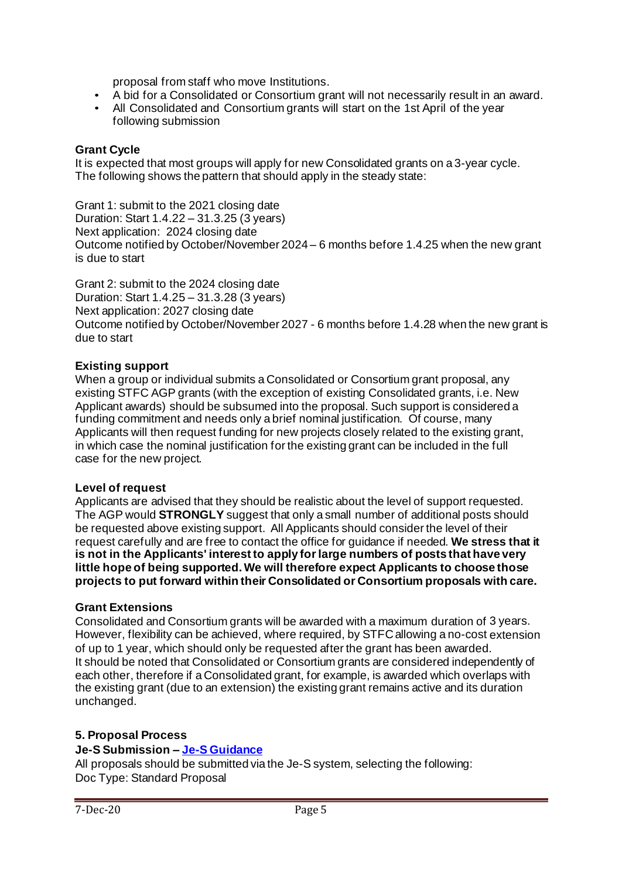proposal from staff who move Institutions.

- A bid for a Consolidated or Consortium grant will not necessarily result in an award.
- All Consolidated and Consortium grants will start on the 1st April of the year following submission

**Grant Cycle**

It is expected that most groups will apply for new Consolidated grants on a 3-year cycle. The following shows the pattern that should apply in the steady state:

Grant 1: submit to the 2021 closing date
Duration: Start 1.4.22 – 31.3.25 (3 years)
Next application: 2024 closing date
Outcome notified by October/November 2024 – 6 months before 1.4.25 when the new grant is due to start

Grant 2: submit to the 2024 closing date
Duration: Start 1.4.25 – 31.3.28 (3 years)
Next application: 2027 closing date
Outcome notified by October/November 2027 - 6 months before 1.4.28 when the new grant is due to start

**Existing support**

When a group or individual submits a Consolidated or Consortium grant proposal, any existing STFC AGP grants (with the exception of existing Consolidated grants, i.e. New Applicant awards) should be subsumed into the proposal. Such support is considered a funding commitment and needs only a brief nominal justification. Of course, many Applicants will then request funding for new projects closely related to the existing grant, in which case the nominal justification for the existing grant can be included in the full case for the new project.

**Level of request**

Applicants are advised that they should be realistic about the level of support requested. The AGP would **STRONGLY** suggest that only a small number of additional posts should be requested above existing support. All Applicants should consider the level of their request carefully and are free to contact the office for guidance if needed. **We stress that it is not in the Applicants' interest to apply for large numbers of posts that have very little hope of being supported. We will therefore expect Applicants to choose those projects to put forward within their Consolidated or Consortium proposals with care.**

**Grant Extensions**

Consolidated and Consortium grants will be awarded with a maximum duration of 3 years. However, flexibility can be achieved, where required, by STFC allowing a no-cost extension of up to 1 year, which should only be requested after the grant has been awarded. It should be noted that Consolidated or Consortium grants are considered independently of each other, therefore if a Consolidated grant, for example, is awarded which overlaps with the existing grant (due to an extension) the existing grant remains active and its duration unchanged.

**5. Proposal Process**

**Je-S Submission – Je-S Guidance**

All proposals should be submitted via the Je-S system, selecting the following:
Doc Type: Standard Proposal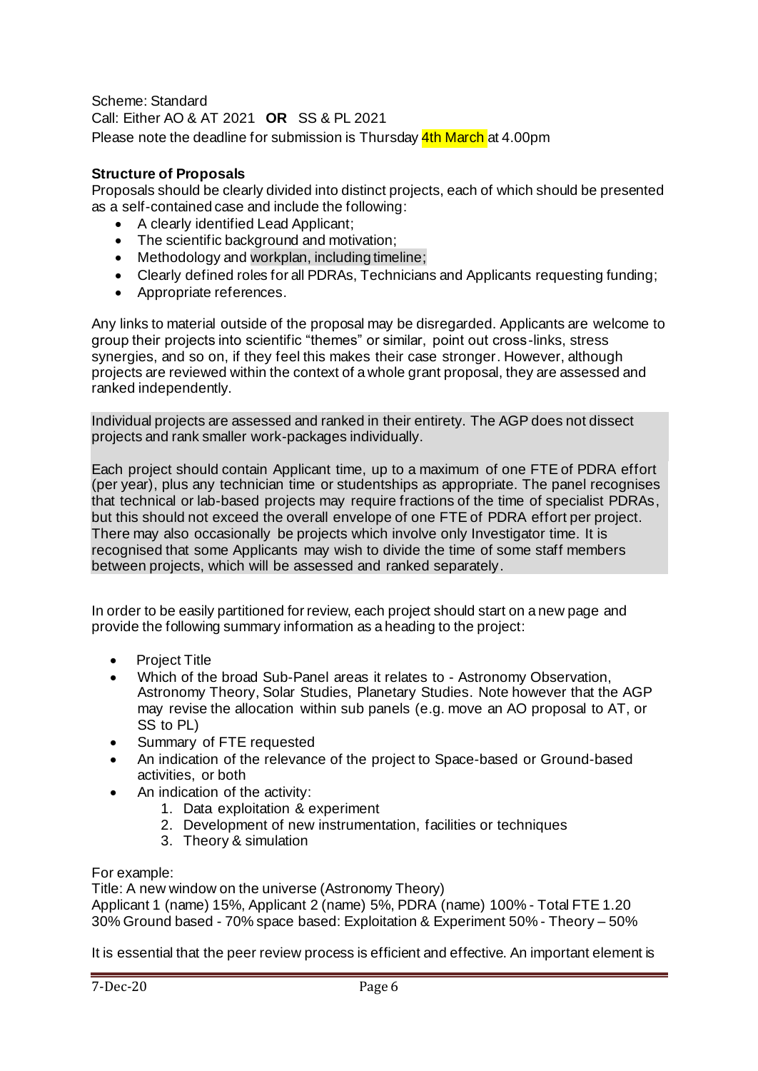Scheme: Standard
Call: Either AO & AT 2021 **OR** SS & PL 2021
Please note the deadline for submission is Thursday 4th March at 4.00pm

**Structure of Proposals**

Proposals should be clearly divided into distinct projects, each of which should be presented as a self-contained case and include the following:

- A clearly identified Lead Applicant;
- The scientific background and motivation;
- Methodology and workplan, including timeline;
- Clearly defined roles for all PDRAs, Technicians and Applicants requesting funding;
- Appropriate references.

Any links to material outside of the proposal may be disregarded. Applicants are welcome to group their projects into scientific "themes" or similar, point out cross-links, stress synergies, and so on, if they feel this makes their case stronger. However, although projects are reviewed within the context of a whole grant proposal, they are assessed and ranked independently.

Individual projects are assessed and ranked in their entirety. The AGP does not dissect projects and rank smaller work-packages individually.

Each project should contain Applicant time, up to a maximum of one FTE of PDRA effort (per year), plus any technician time or studentships as appropriate. The panel recognises that technical or lab-based projects may require fractions of the time of specialist PDRAs, but this should not exceed the overall envelope of one FTE of PDRA effort per project. There may also occasionally be projects which involve only Investigator time. It is recognised that some Applicants may wish to divide the time of some staff members between projects, which will be assessed and ranked separately.

In order to be easily partitioned for review, each project should start on a new page and provide the following summary information as a heading to the project:

- Project Title
- Which of the broad Sub-Panel areas it relates to - Astronomy Observation, Astronomy Theory, Solar Studies, Planetary Studies. Note however that the AGP may revise the allocation within sub panels (e.g. move an AO proposal to AT, or SS to PL)
- Summary of FTE requested
- An indication of the relevance of the project to Space-based or Ground-based activities, or both
- An indication of the activity:
  1. Data exploitation & experiment
  2. Development of new instrumentation, facilities or techniques
  3. Theory & simulation

For example:
Title: A new window on the universe (Astronomy Theory)
Applicant 1 (name) 15%, Applicant 2 (name) 5%, PDRA (name) 100% - Total FTE 1.20
30% Ground based - 70% space based: Exploitation & Experiment 50% - Theory – 50%

It is essential that the peer review process is efficient and effective. An important element is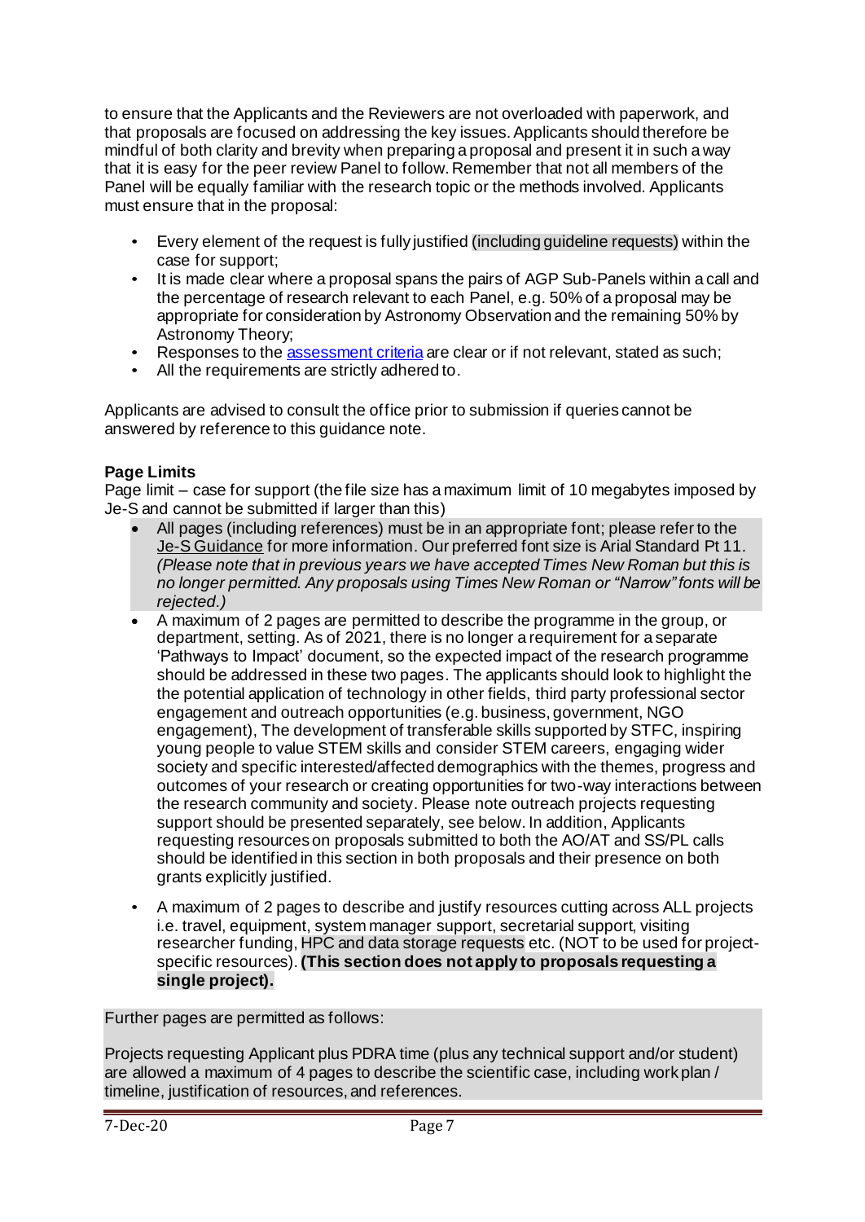to ensure that the Applicants and the Reviewers are not overloaded with paperwork, and that proposals are focused on addressing the key issues. Applicants should therefore be mindful of both clarity and brevity when preparing a proposal and present it in such a way that it is easy for the peer review Panel to follow. Remember that not all members of the Panel will be equally familiar with the research topic or the methods involved. Applicants must ensure that in the proposal:

- Every element of the request is fully justified (including guideline requests) within the case for support;
- It is made clear where a proposal spans the pairs of AGP Sub-Panels within a call and the percentage of research relevant to each Panel, e.g. 50% of a proposal may be appropriate for consideration by Astronomy Observation and the remaining 50% by Astronomy Theory;
- Responses to the assessment criteria are clear or if not relevant, stated as such;
- All the requirements are strictly adhered to.

Applicants are advised to consult the office prior to submission if queries cannot be answered by reference to this guidance note.

**Page Limits**

Page limit – case for support (the file size has a maximum limit of 10 megabytes imposed by Je-S and cannot be submitted if larger than this)

- All pages (including references) must be in an appropriate font; please refer to the Je-S Guidance for more information. Our preferred font size is Arial Standard Pt 11. *(Please note that in previous years we have accepted Times New Roman but this is no longer permitted. Any proposals using Times New Roman or "Narrow" fonts will be rejected.)*
- A maximum of 2 pages are permitted to describe the programme in the group, or department, setting. As of 2021, there is no longer a requirement for a separate 'Pathways to Impact' document, so the expected impact of the research programme should be addressed in these two pages. The applicants should look to highlight the the potential application of technology in other fields, third party professional sector engagement and outreach opportunities (e.g. business, government, NGO engagement), The development of transferable skills supported by STFC, inspiring young people to value STEM skills and consider STEM careers, engaging wider society and specific interested/affected demographics with the themes, progress and outcomes of your research or creating opportunities for two-way interactions between the research community and society. Please note outreach projects requesting support should be presented separately, see below. In addition, Applicants requesting resources on proposals submitted to both the AO/AT and SS/PL calls should be identified in this section in both proposals and their presence on both grants explicitly justified.
- A maximum of 2 pages to describe and justify resources cutting across ALL projects i.e. travel, equipment, system manager support, secretarial support, visiting researcher funding, HPC and data storage requests etc. (NOT to be used for project-specific resources). **(This section does not apply to proposals requesting a single project).**

Further pages are permitted as follows:

Projects requesting Applicant plus PDRA time (plus any technical support and/or student) are allowed a maximum of 4 pages to describe the scientific case, including work plan / timeline, justification of resources, and references.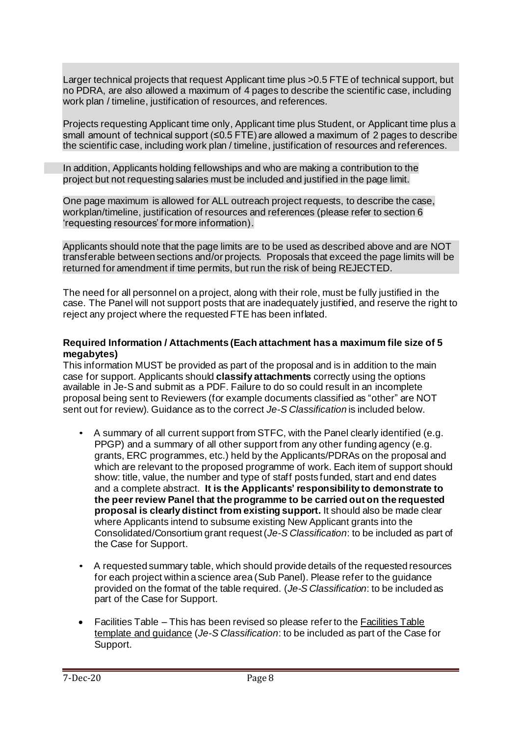Larger technical projects that request Applicant time plus >0.5 FTE of technical support, but no PDRA, are also allowed a maximum of 4 pages to describe the scientific case, including work plan / timeline, justification of resources, and references.

Projects requesting Applicant time only, Applicant time plus Student, or Applicant time plus a small amount of technical support (≤0.5 FTE) are allowed a maximum of 2 pages to describe the scientific case, including work plan / timeline, justification of resources and references.

In addition, Applicants holding fellowships and who are making a contribution to the project but not requesting salaries must be included and justified in the page limit.

One page maximum is allowed for ALL outreach project requests, to describe the case, workplan/timeline, justification of resources and references (please refer to section 6 'requesting resources' for more information).

Applicants should note that the page limits are to be used as described above and are NOT transferable between sections and/or projects. Proposals that exceed the page limits will be returned for amendment if time permits, but run the risk of being REJECTED.

The need for all personnel on a project, along with their role, must be fully justified in the case. The Panel will not support posts that are inadequately justified, and reserve the right to reject any project where the requested FTE has been inflated.

**Required Information / Attachments (Each attachment has a maximum file size of 5 megabytes)**

This information MUST be provided as part of the proposal and is in addition to the main case for support. Applicants should **classify attachments** correctly using the options available in Je-S and submit as a PDF. Failure to do so could result in an incomplete proposal being sent to Reviewers (for example documents classified as "other" are NOT sent out for review). Guidance as to the correct *Je-S Classification* is included below.

- A summary of all current support from STFC, with the Panel clearly identified (e.g. PPGP) and a summary of all other support from any other funding agency (e.g. grants, ERC programmes, etc.) held by the Applicants/PDRAs on the proposal and which are relevant to the proposed programme of work. Each item of support should show: title, value, the number and type of staff posts funded, start and end dates and a complete abstract. **It is the Applicants' responsibility to demonstrate to the peer review Panel that the programme to be carried out on the requested proposal is clearly distinct from existing support.** It should also be made clear where Applicants intend to subsume existing New Applicant grants into the Consolidated/Consortium grant request (*Je-S Classification*: to be included as part of the Case for Support.

- A requested summary table, which should provide details of the requested resources for each project within a science area (Sub Panel). Please refer to the guidance provided on the format of the table required. (*Je-S Classification*: to be included as part of the Case for Support.

- Facilities Table – This has been revised so please refer to the Facilities Table template and guidance (*Je-S Classification*: to be included as part of the Case for Support.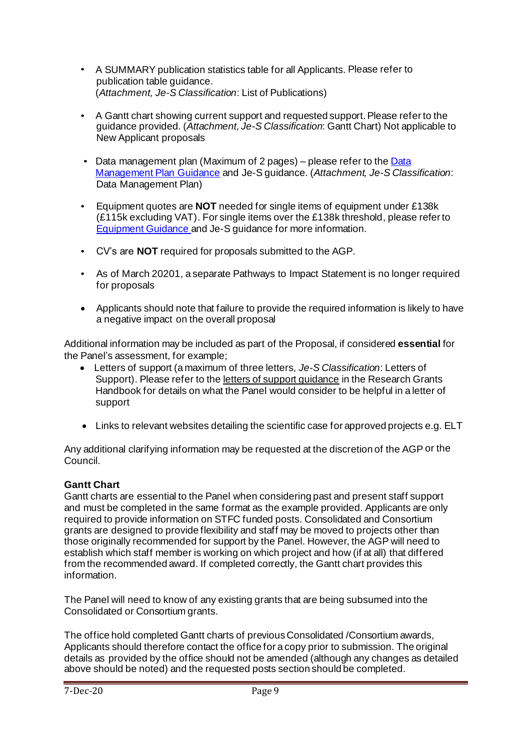- A SUMMARY publication statistics table for all Applicants. Please refer to publication table guidance.
  (*Attachment, Je-S Classification*: List of Publications)

- A Gantt chart showing current support and requested support. Please refer to the guidance provided. (*Attachment, Je-S Classification*: Gantt Chart) Not applicable to New Applicant proposals

- Data management plan (Maximum of 2 pages) – please refer to the [Data Management Plan Guidance]() and Je-S guidance. (*Attachment, Je-S Classification*: Data Management Plan)

- Equipment quotes are **NOT** needed for single items of equipment under £138k (£115k excluding VAT). For single items over the £138k threshold, please refer to [Equipment Guidance]() and Je-S guidance for more information.

- CV's are **NOT** required for proposals submitted to the AGP.

- As of March 20201, a separate Pathways to Impact Statement is no longer required for proposals

- Applicants should note that failure to provide the required information is likely to have a negative impact on the overall proposal

Additional information may be included as part of the Proposal, if considered **essential** for the Panel's assessment, for example;

- Letters of support (a maximum of three letters, *Je-S Classification*: Letters of Support). Please refer to the letters of support guidance in the Research Grants Handbook for details on what the Panel would consider to be helpful in a letter of support

- Links to relevant websites detailing the scientific case for approved projects e.g. ELT

Any additional clarifying information may be requested at the discretion of the AGP or the Council.

**Gantt Chart**

Gantt charts are essential to the Panel when considering past and present staff support and must be completed in the same format as the example provided. Applicants are only required to provide information on STFC funded posts. Consolidated and Consortium grants are designed to provide flexibility and staff may be moved to projects other than those originally recommended for support by the Panel. However, the AGP will need to establish which staff member is working on which project and how (if at all) that differed from the recommended award. If completed correctly, the Gantt chart provides this information.

The Panel will need to know of any existing grants that are being subsumed into the Consolidated or Consortium grants.

The office hold completed Gantt charts of previous Consolidated /Consortium awards, Applicants should therefore contact the office for a copy prior to submission. The original details as provided by the office should not be amended (although any changes as detailed above should be noted) and the requested posts section should be completed.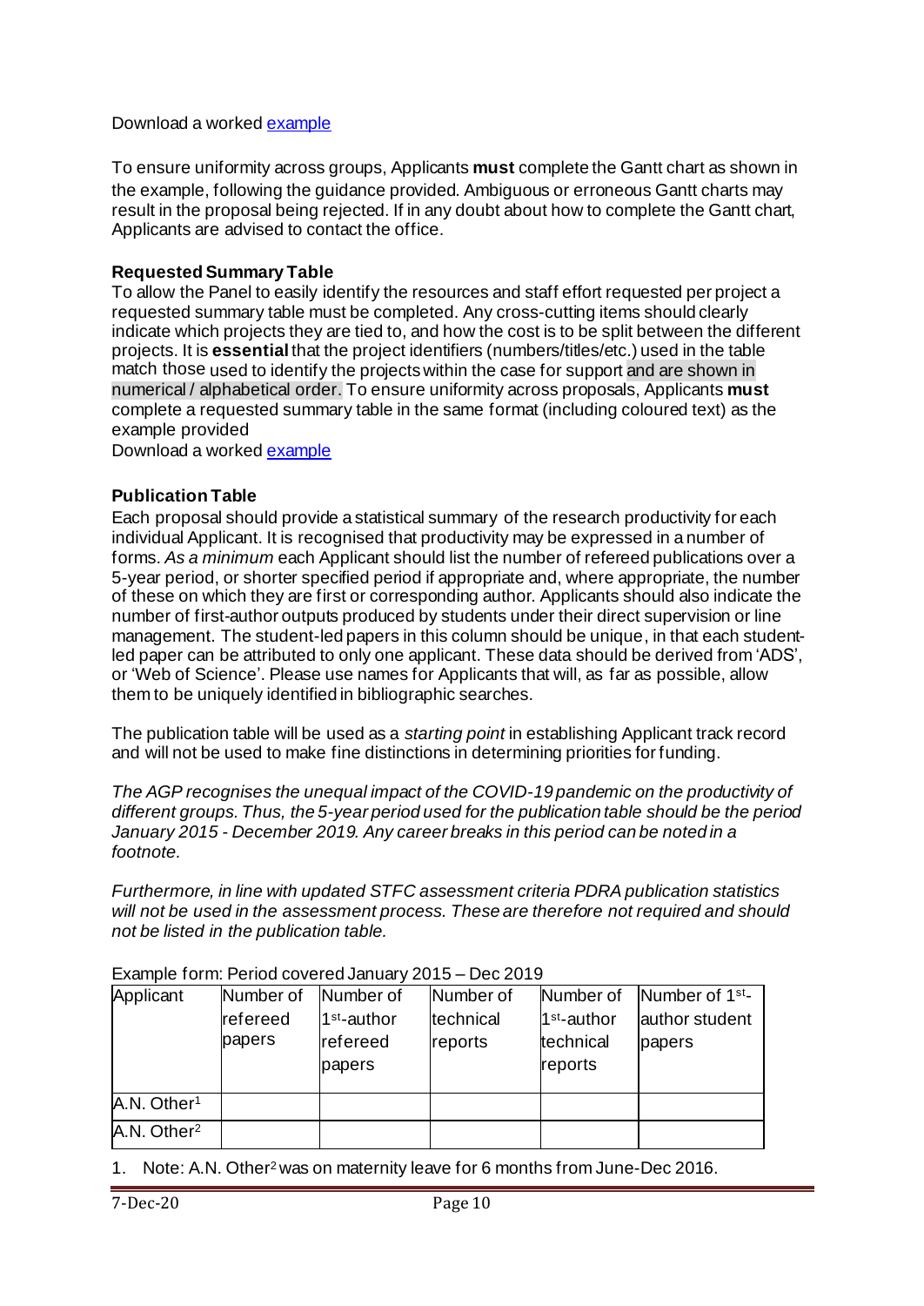Download a worked [example](example)

To ensure uniformity across groups, Applicants **must** complete the Gantt chart as shown in the example, following the guidance provided. Ambiguous or erroneous Gantt charts may result in the proposal being rejected. If in any doubt about how to complete the Gantt chart, Applicants are advised to contact the office.

**Requested Summary Table**

To allow the Panel to easily identify the resources and staff effort requested per project a requested summary table must be completed. Any cross-cutting items should clearly indicate which projects they are tied to, and how the cost is to be split between the different projects. It is **essential** that the project identifiers (numbers/titles/etc.) used in the table match those used to identify the projects within the case for support and are shown in numerical / alphabetical order. To ensure uniformity across proposals, Applicants **must** complete a requested summary table in the same format (including coloured text) as the example provided

Download a worked [example](example)

**Publication Table**

Each proposal should provide a statistical summary of the research productivity for each individual Applicant. It is recognised that productivity may be expressed in a number of forms. *As a minimum* each Applicant should list the number of refereed publications over a 5-year period, or shorter specified period if appropriate and, where appropriate, the number of these on which they are first or corresponding author. Applicants should also indicate the number of first-author outputs produced by students under their direct supervision or line management. The student-led papers in this column should be unique, in that each student-led paper can be attributed to only one applicant. These data should be derived from 'ADS', or 'Web of Science'. Please use names for Applicants that will, as far as possible, allow them to be uniquely identified in bibliographic searches.

The publication table will be used as a *starting point* in establishing Applicant track record and will not be used to make fine distinctions in determining priorities for funding.

*The AGP recognises the unequal impact of the COVID-19 pandemic on the productivity of different groups. Thus, the 5-year period used for the publication table should be the period January 2015 - December 2019. Any career breaks in this period can be noted in a footnote.*

*Furthermore, in line with updated STFC assessment criteria PDRA publication statistics will not be used in the assessment process. These are therefore not required and should not be listed in the publication table.*

Example form: Period covered January 2015 – Dec 2019

| Applicant | Number of refereed papers | Number of 1st-author refereed papers | Number of technical reports | Number of 1st-author technical reports | Number of 1st-author student papers |
|---|---|---|---|---|---|
| A.N. Other[1] | | | | | |
| A.N. Other[2] | | | | | |

1. Note: A.N. Other[2] was on maternity leave for 6 months from June-Dec 2016.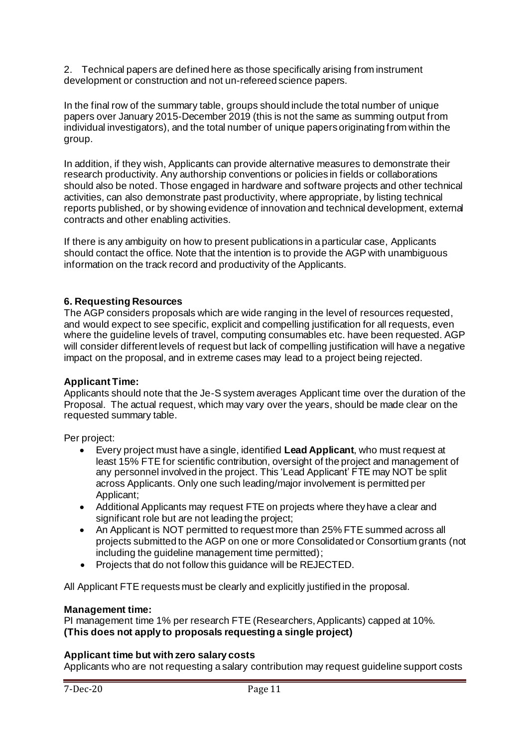2. Technical papers are defined here as those specifically arising from instrument development or construction and not un-refereed science papers.

In the final row of the summary table, groups should include the total number of unique papers over January 2015-December 2019 (this is not the same as summing output from individual investigators), and the total number of unique papers originating from within the group.

In addition, if they wish, Applicants can provide alternative measures to demonstrate their research productivity. Any authorship conventions or policies in fields or collaborations should also be noted. Those engaged in hardware and software projects and other technical activities, can also demonstrate past productivity, where appropriate, by listing technical reports published, or by showing evidence of innovation and technical development, external contracts and other enabling activities.

If there is any ambiguity on how to present publications in a particular case, Applicants should contact the office. Note that the intention is to provide the AGP with unambiguous information on the track record and productivity of the Applicants.

## 6. Requesting Resources

The AGP considers proposals which are wide ranging in the level of resources requested, and would expect to see specific, explicit and compelling justification for all requests, even where the guideline levels of travel, computing consumables etc. have been requested. AGP will consider different levels of request but lack of compelling justification will have a negative impact on the proposal, and in extreme cases may lead to a project being rejected.

### Applicant Time:

Applicants should note that the Je-S system averages Applicant time over the duration of the Proposal. The actual request, which may vary over the years, should be made clear on the requested summary table.

Per project:

- Every project must have a single, identified **Lead Applicant**, who must request at least 15% FTE for scientific contribution, oversight of the project and management of any personnel involved in the project. This 'Lead Applicant' FTE may NOT be split across Applicants. Only one such leading/major involvement is permitted per Applicant;
- Additional Applicants may request FTE on projects where they have a clear and significant role but are not leading the project;
- An Applicant is NOT permitted to request more than 25% FTE summed across all projects submitted to the AGP on one or more Consolidated or Consortium grants (not including the guideline management time permitted);
- Projects that do not follow this guidance will be REJECTED.

All Applicant FTE requests must be clearly and explicitly justified in the proposal.

### Management time:

PI management time 1% per research FTE (Researchers, Applicants) capped at 10%.
**(This does not apply to proposals requesting a single project)**

### Applicant time but with zero salary costs

Applicants who are not requesting a salary contribution may request guideline support costs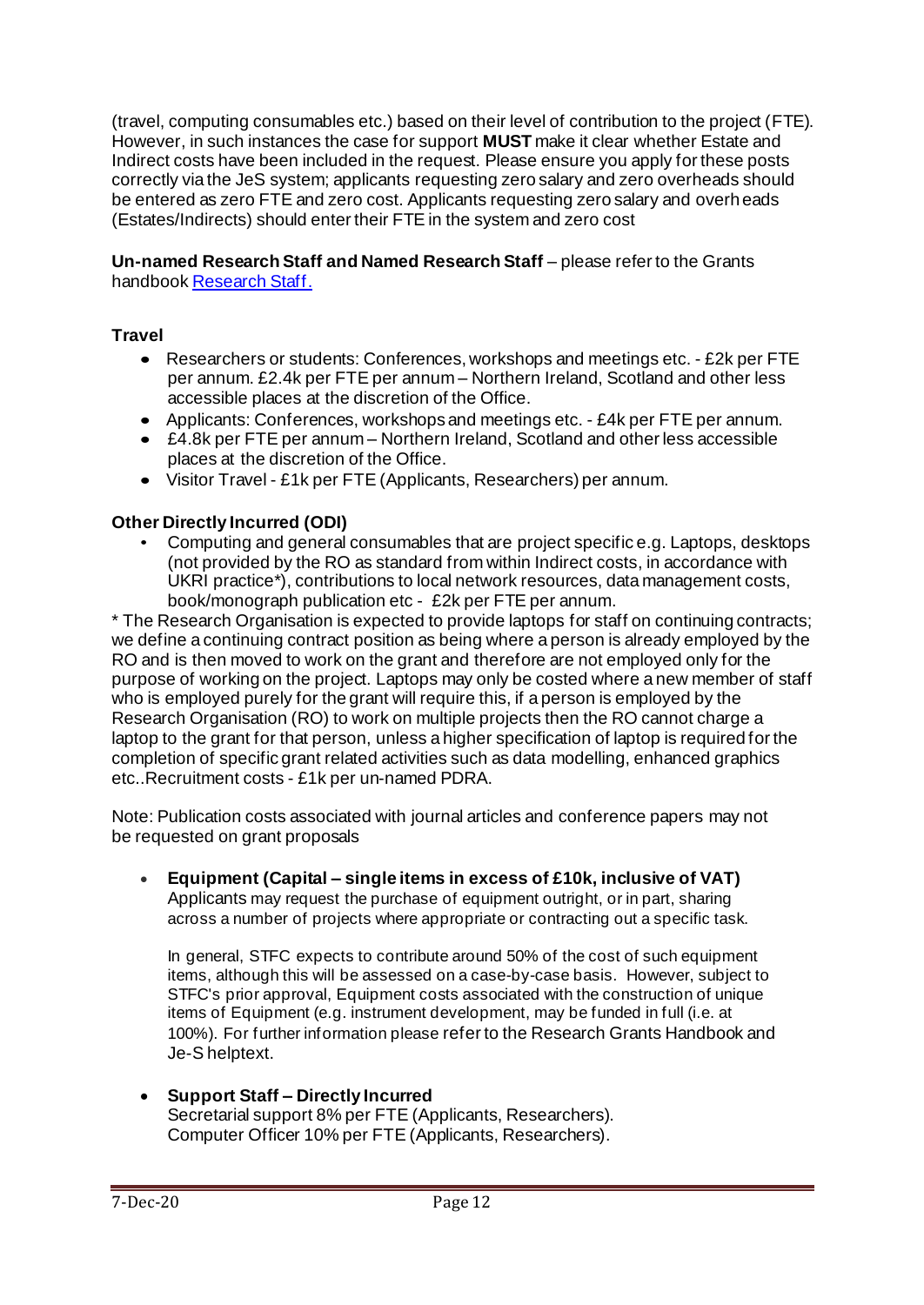(travel, computing consumables etc.) based on their level of contribution to the project (FTE). However, in such instances the case for support **MUST** make it clear whether Estate and Indirect costs have been included in the request. Please ensure you apply for these posts correctly via the JeS system; applicants requesting zero salary and zero overheads should be entered as zero FTE and zero cost. Applicants requesting zero salary and zero overheads (Estates/Indirects) should enter their FTE in the system and zero cost

**Un-named Research Staff and Named Research Staff** – please refer to the Grants handbook [Research Staff.]

**Travel**

- Researchers or students: Conferences, workshops and meetings etc. - £2k per FTE per annum. £2.4k per FTE per annum – Northern Ireland, Scotland and other less accessible places at the discretion of the Office.
- Applicants: Conferences, workshops and meetings etc. - £4k per FTE per annum.
- £4.8k per FTE per annum – Northern Ireland, Scotland and other less accessible places at the discretion of the Office.
- Visitor Travel - £1k per FTE (Applicants, Researchers) per annum.

**Other Directly Incurred (ODI)**

- Computing and general consumables that are project specific e.g. Laptops, desktops (not provided by the RO as standard from within Indirect costs, in accordance with UKRI practice*), contributions to local network resources, data management costs, book/monograph publication etc - £2k per FTE per annum.

* The Research Organisation is expected to provide laptops for staff on continuing contracts; we define a continuing contract position as being where a person is already employed by the RO and is then moved to work on the grant and therefore are not employed only for the purpose of working on the project. Laptops may only be costed where a new member of staff who is employed purely for the grant will require this, if a person is employed by the Research Organisation (RO) to work on multiple projects then the RO cannot charge a laptop to the grant for that person, unless a higher specification of laptop is required for the completion of specific grant related activities such as data modelling, enhanced graphics etc..Recruitment costs - £1k per un-named PDRA.

Note: Publication costs associated with journal articles and conference papers may not be requested on grant proposals

- **Equipment (Capital – single items in excess of £10k, inclusive of VAT)**
  Applicants may request the purchase of equipment outright, or in part, sharing across a number of projects where appropriate or contracting out a specific task.

  In general, STFC expects to contribute around 50% of the cost of such equipment items, although this will be assessed on a case-by-case basis. However, subject to STFC's prior approval, Equipment costs associated with the construction of unique items of Equipment (e.g. instrument development, may be funded in full (i.e. at 100%). For further information please refer to the Research Grants Handbook and Je-S helptext.

- **Support Staff – Directly Incurred**
  Secretarial support 8% per FTE (Applicants, Researchers).
  Computer Officer 10% per FTE (Applicants, Researchers).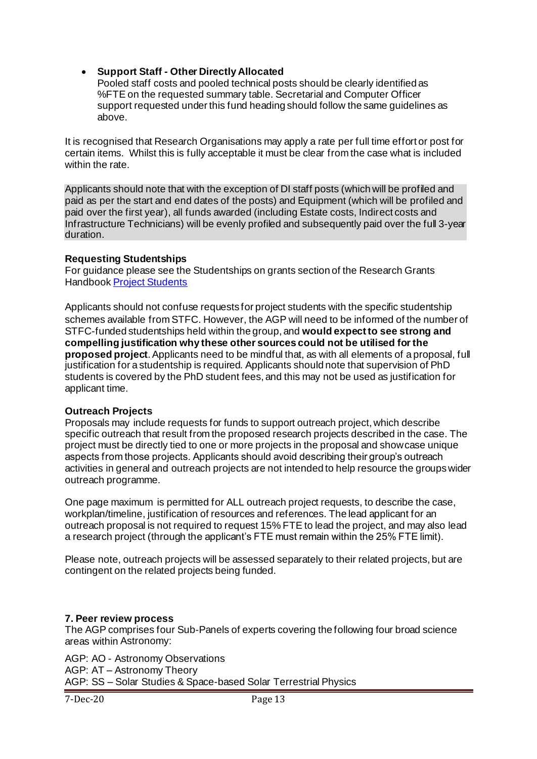- **Support Staff - Other Directly Allocated**
  Pooled staff costs and pooled technical posts should be clearly identified as %FTE on the requested summary table. Secretarial and Computer Officer support requested under this fund heading should follow the same guidelines as above.

It is recognised that Research Organisations may apply a rate per full time effort or post for certain items. Whilst this is fully acceptable it must be clear from the case what is included within the rate.

Applicants should note that with the exception of DI staff posts (which will be profiled and paid as per the start and end dates of the posts) and Equipment (which will be profiled and paid over the first year), all funds awarded (including Estate costs, Indirect costs and Infrastructure Technicians) will be evenly profiled and subsequently paid over the full 3-year duration.

**Requesting Studentships**
For guidance please see the Studentships on grants section of the Research Grants Handbook [Project Students]

Applicants should not confuse requests for project students with the specific studentship schemes available from STFC. However, the AGP will need to be informed of the number of STFC-funded studentships held within the group, and **would expect to see strong and compelling justification why these other sources could not be utilised for the proposed project**. Applicants need to be mindful that, as with all elements of a proposal, full justification for a studentship is required. Applicants should note that supervision of PhD students is covered by the PhD student fees, and this may not be used as justification for applicant time.

**Outreach Projects**
Proposals may include requests for funds to support outreach project, which describe specific outreach that result from the proposed research projects described in the case. The project must be directly tied to one or more projects in the proposal and showcase unique aspects from those projects. Applicants should avoid describing their group's outreach activities in general and outreach projects are not intended to help resource the groups wider outreach programme.

One page maximum is permitted for ALL outreach project requests, to describe the case, workplan/timeline, justification of resources and references. The lead applicant for an outreach proposal is not required to request 15% FTE to lead the project, and may also lead a research project (through the applicant's FTE must remain within the 25% FTE limit).

Please note, outreach projects will be assessed separately to their related projects, but are contingent on the related projects being funded.

**7. Peer review process**
The AGP comprises four Sub-Panels of experts covering the following four broad science areas within Astronomy:

AGP: AO - Astronomy Observations
AGP: AT – Astronomy Theory
AGP: SS – Solar Studies & Space-based Solar Terrestrial Physics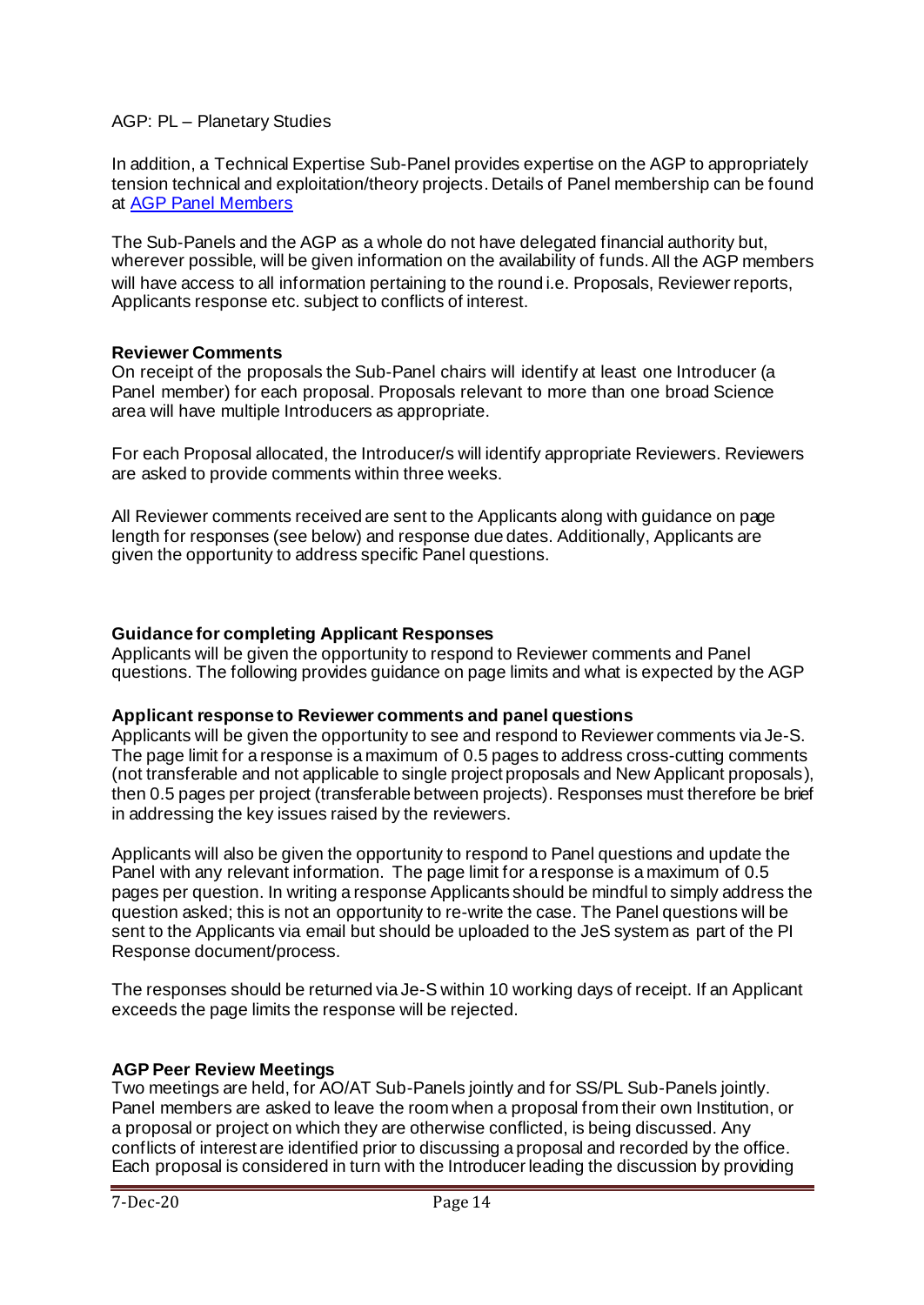AGP: PL – Planetary Studies

In addition, a Technical Expertise Sub-Panel provides expertise on the AGP to appropriately tension technical and exploitation/theory projects. Details of Panel membership can be found at [AGP Panel Members]

The Sub-Panels and the AGP as a whole do not have delegated financial authority but, wherever possible, will be given information on the availability of funds. All the AGP members will have access to all information pertaining to the round i.e. Proposals, Reviewer reports, Applicants response etc. subject to conflicts of interest.

**Reviewer Comments**

On receipt of the proposals the Sub-Panel chairs will identify at least one Introducer (a Panel member) for each proposal. Proposals relevant to more than one broad Science area will have multiple Introducers as appropriate.

For each Proposal allocated, the Introducer/s will identify appropriate Reviewers. Reviewers are asked to provide comments within three weeks.

All Reviewer comments received are sent to the Applicants along with guidance on page length for responses (see below) and response due dates. Additionally, Applicants are given the opportunity to address specific Panel questions.

**Guidance for completing Applicant Responses**

Applicants will be given the opportunity to respond to Reviewer comments and Panel questions. The following provides guidance on page limits and what is expected by the AGP

**Applicant response to Reviewer comments and panel questions**

Applicants will be given the opportunity to see and respond to Reviewer comments via Je-S. The page limit for a response is a maximum of 0.5 pages to address cross-cutting comments (not transferable and not applicable to single project proposals and New Applicant proposals), then 0.5 pages per project (transferable between projects). Responses must therefore be brief in addressing the key issues raised by the reviewers.

Applicants will also be given the opportunity to respond to Panel questions and update the Panel with any relevant information. The page limit for a response is a maximum of 0.5 pages per question. In writing a response Applicants should be mindful to simply address the question asked; this is not an opportunity to re-write the case. The Panel questions will be sent to the Applicants via email but should be uploaded to the JeS system as part of the PI Response document/process.

The responses should be returned via Je-S within 10 working days of receipt. If an Applicant exceeds the page limits the response will be rejected.

**AGP Peer Review Meetings**

Two meetings are held, for AO/AT Sub-Panels jointly and for SS/PL Sub-Panels jointly. Panel members are asked to leave the room when a proposal from their own Institution, or a proposal or project on which they are otherwise conflicted, is being discussed. Any conflicts of interest are identified prior to discussing a proposal and recorded by the office. Each proposal is considered in turn with the Introducer leading the discussion by providing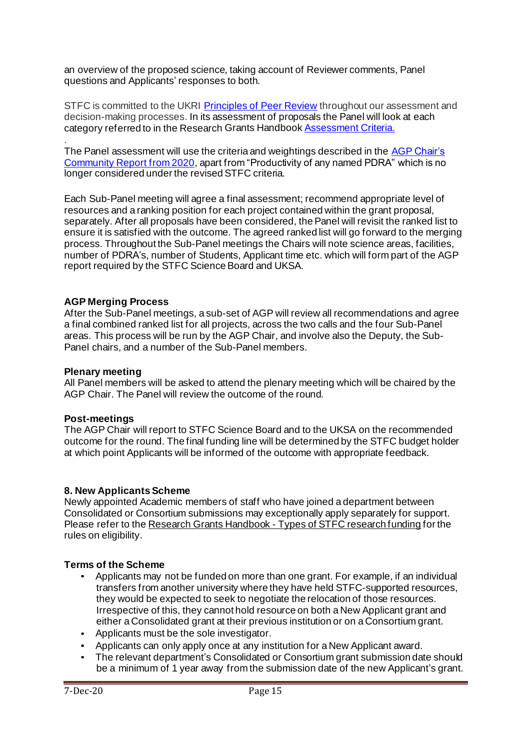an overview of the proposed science, taking account of Reviewer comments, Panel questions and Applicants' responses to both.

STFC is committed to the UKRI [Principles of Peer Review] throughout our assessment and decision-making processes. In its assessment of proposals the Panel will look at each category referred to in the Research Grants Handbook [Assessment Criteria.]

.
The Panel assessment will use the criteria and weightings described in the [AGP Chair's Community Report from 2020], apart from "Productivity of any named PDRA" which is no longer considered under the revised STFC criteria.

Each Sub-Panel meeting will agree a final assessment; recommend appropriate level of resources and a ranking position for each project contained within the grant proposal, separately. After all proposals have been considered, the Panel will revisit the ranked list to ensure it is satisfied with the outcome. The agreed ranked list will go forward to the merging process. Throughout the Sub-Panel meetings the Chairs will note science areas, facilities, number of PDRA's, number of Students, Applicant time etc. which will form part of the AGP report required by the STFC Science Board and UKSA.

**AGP Merging Process**

After the Sub-Panel meetings, a sub-set of AGP will review all recommendations and agree a final combined ranked list for all projects, across the two calls and the four Sub-Panel areas. This process will be run by the AGP Chair, and involve also the Deputy, the Sub-Panel chairs, and a number of the Sub-Panel members.

**Plenary meeting**

All Panel members will be asked to attend the plenary meeting which will be chaired by the AGP Chair. The Panel will review the outcome of the round.

**Post-meetings**

The AGP Chair will report to STFC Science Board and to the UKSA on the recommended outcome for the round. The final funding line will be determined by the STFC budget holder at which point Applicants will be informed of the outcome with appropriate feedback.

## 8. New Applicants Scheme

Newly appointed Academic members of staff who have joined a department between Consolidated or Consortium submissions may exceptionally apply separately for support. Please refer to the Research Grants Handbook - Types of STFC research funding for the rules on eligibility.

**Terms of the Scheme**

- Applicants may not be funded on more than one grant. For example, if an individual transfers from another university where they have held STFC-supported resources, they would be expected to seek to negotiate the relocation of those resources. Irrespective of this, they cannot hold resource on both a New Applicant grant and either a Consolidated grant at their previous institution or on a Consortium grant.
- Applicants must be the sole investigator.
- Applicants can only apply once at any institution for a New Applicant award.
- The relevant department's Consolidated or Consortium grant submission date should be a minimum of 1 year away from the submission date of the new Applicant's grant.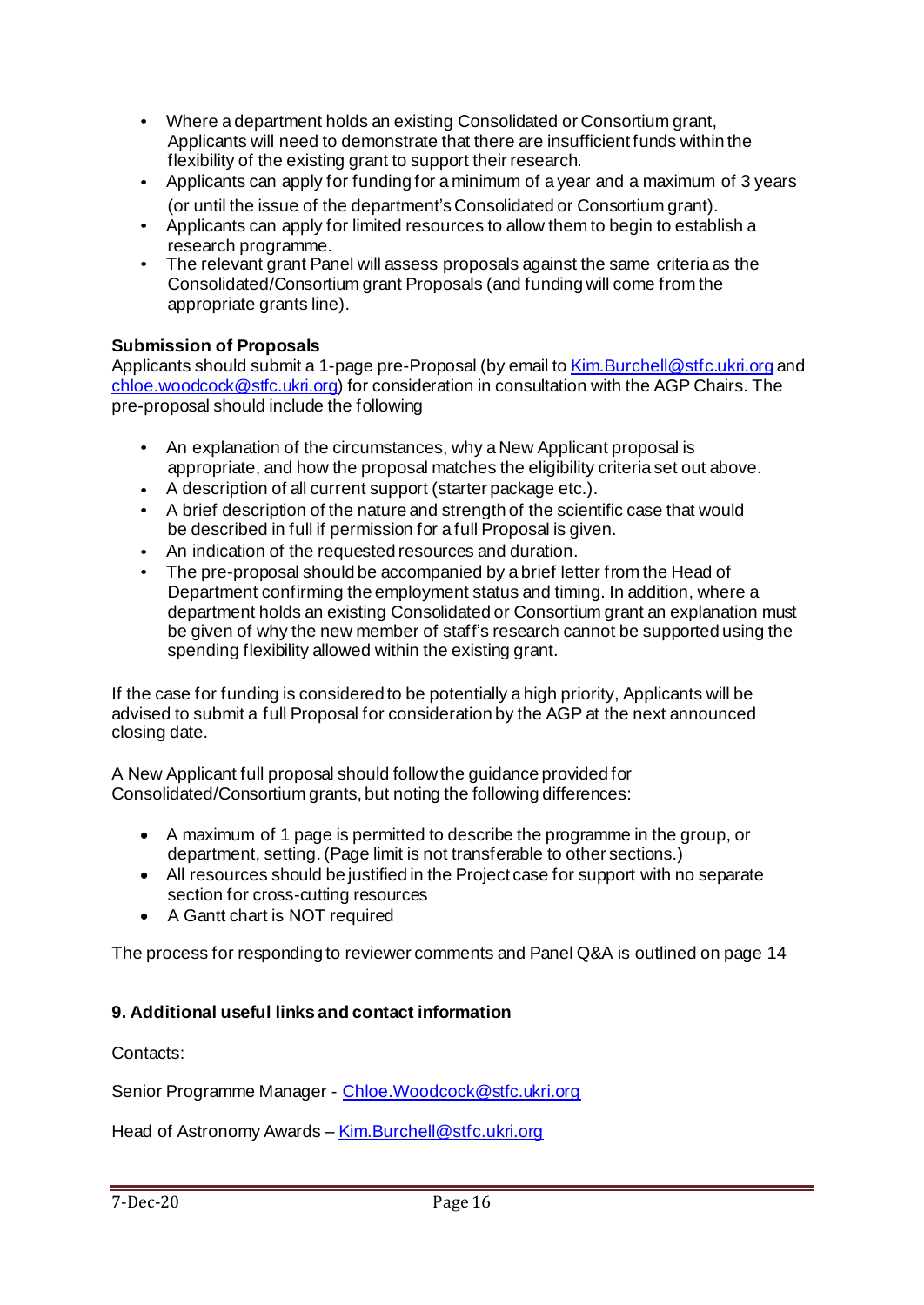- Where a department holds an existing Consolidated or Consortium grant, Applicants will need to demonstrate that there are insufficient funds within the flexibility of the existing grant to support their research.
- Applicants can apply for funding for a minimum of a year and a maximum of 3 years (or until the issue of the department's Consolidated or Consortium grant).
- Applicants can apply for limited resources to allow them to begin to establish a research programme.
- The relevant grant Panel will assess proposals against the same criteria as the Consolidated/Consortium grant Proposals (and funding will come from the appropriate grants line).

**Submission of Proposals**
Applicants should submit a 1-page pre-Proposal (by email to Kim.Burchell@stfc.ukri.org and chloe.woodcock@stfc.ukri.org) for consideration in consultation with the AGP Chairs. The pre-proposal should include the following

- An explanation of the circumstances, why a New Applicant proposal is appropriate, and how the proposal matches the eligibility criteria set out above.
- A description of all current support (starter package etc.).
- A brief description of the nature and strength of the scientific case that would be described in full if permission for a full Proposal is given.
- An indication of the requested resources and duration.
- The pre-proposal should be accompanied by a brief letter from the Head of Department confirming the employment status and timing. In addition, where a department holds an existing Consolidated or Consortium grant an explanation must be given of why the new member of staff's research cannot be supported using the spending flexibility allowed within the existing grant.

If the case for funding is considered to be potentially a high priority, Applicants will be advised to submit a full Proposal for consideration by the AGP at the next announced closing date.

A New Applicant full proposal should follow the guidance provided for Consolidated/Consortium grants, but noting the following differences:

- A maximum of 1 page is permitted to describe the programme in the group, or department, setting. (Page limit is not transferable to other sections.)
- All resources should be justified in the Project case for support with no separate section for cross-cutting resources
- A Gantt chart is NOT required

The process for responding to reviewer comments and Panel Q&A is outlined on page 14

## 9. Additional useful links and contact information

Contacts:

Senior Programme Manager - Chloe.Woodcock@stfc.ukri.org

Head of Astronomy Awards – Kim.Burchell@stfc.ukri.org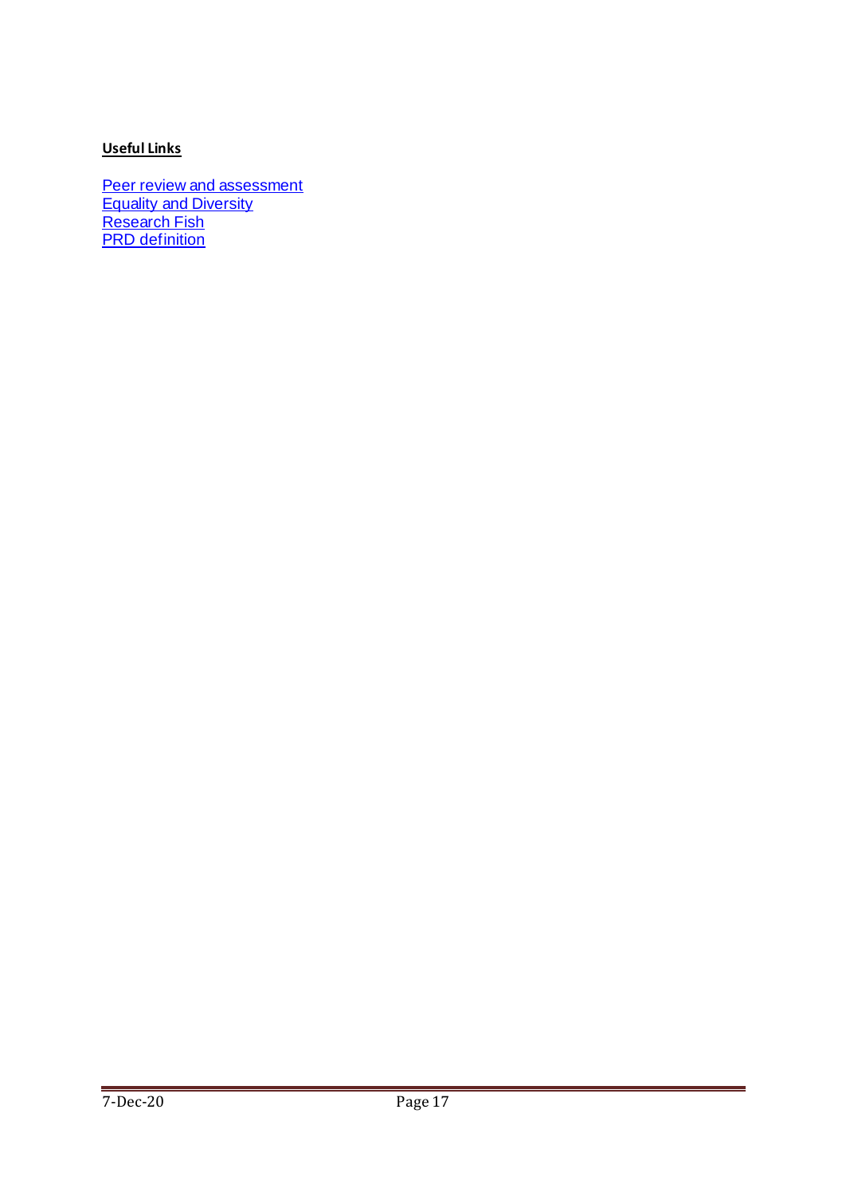**Useful Links**

Peer review and assessment
Equality and Diversity
Research Fish
PRD definition